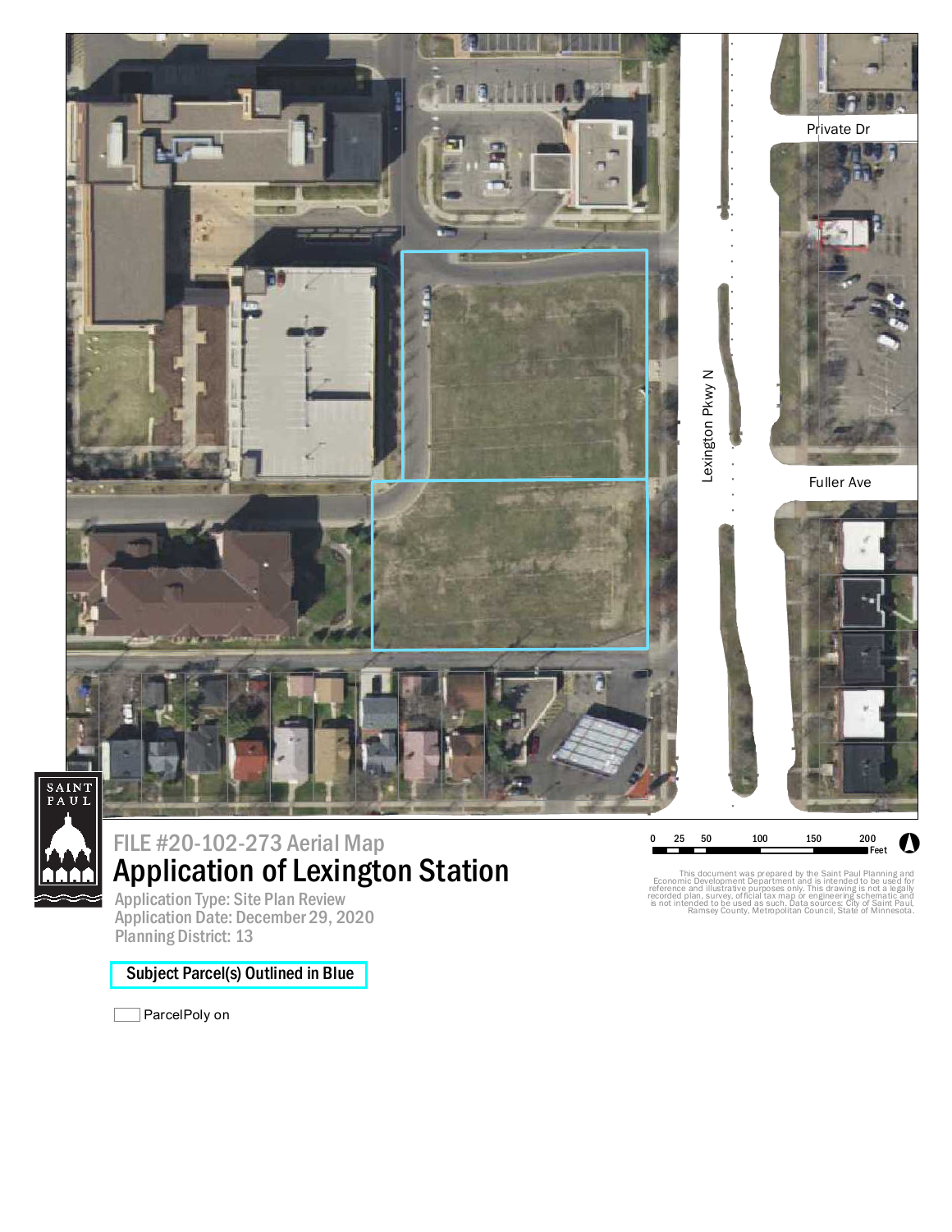Private Dr

Lexington Pkwy N

Fuller Ave

SAINT PAUL

# FILE #20-102-273 Aerial Map

# Application of Lexington Station

Application Type: Site Plan Review
Application Date: December 29, 2020
Planning District: 13

0 25 50 100 150 200 Feet

This document was prepared by the Saint Paul Planning and Economic Development Department and is intended to be used for reference and illustrative purposes only. This drawing is not a legally recorded plan, survey, official tax map or engineering schematic and is not intended to be used as such. Data sources: City of Saint Paul, Ramsey County, Metropolitan Council, State of Minnesota.

**Subject Parcel(s) Outlined in Blue**

ParcelPoly on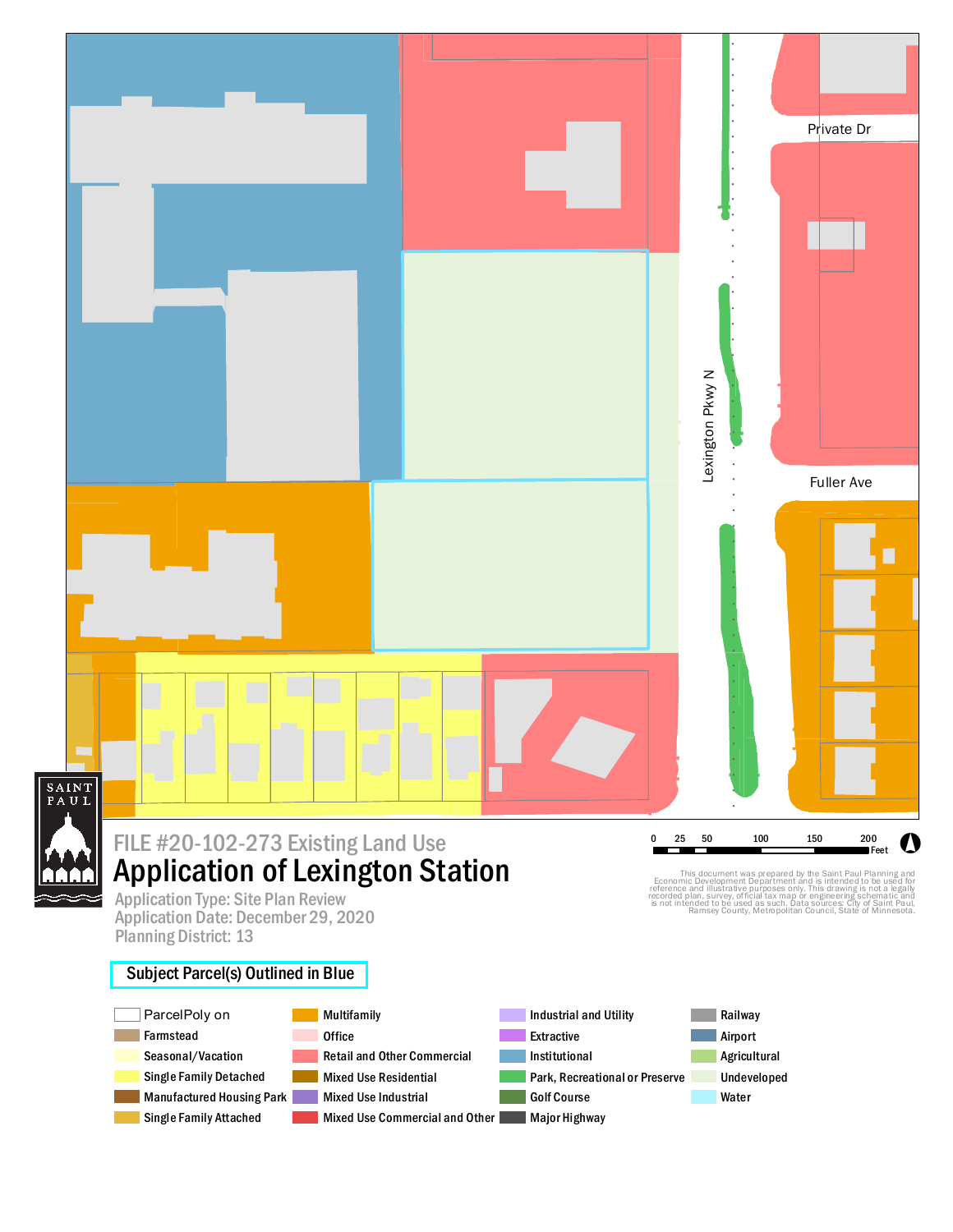Private Dr

Lexington Pkwy N

Fuller Ave

SAINT PAUL

FILE #20-102-273 Existing Land Use

# Application of Lexington Station

Application Type: Site Plan Review
Application Date: December 29, 2020
Planning District: 13

0 25 50 100 150 200 Feet

This document was prepared by the Saint Paul Planning and Economic Development Department and is intended to be used for reference and illustrative purposes only. This drawing is not a legally recorded plan, survey, official tax map or engineering schematic and is not intended to be used as such. Data sources: City of Saint Paul, Ramsey County, Metropolitan Council, State of Minnesota.

**Subject Parcel(s) Outlined in Blue**

- ParcelPoly on
- Farmstead
- Seasonal/Vacation
- Single Family Detached
- Manufactured Housing Park
- Single Family Attached
- Multifamily
- Office
- Retail and Other Commercial
- Mixed Use Residential
- Mixed Use Industrial
- Mixed Use Commercial and Other
- Industrial and Utility
- Extractive
- Institutional
- Park, Recreational or Preserve
- Golf Course
- Major Highway
- Railway
- Airport
- Agricultural
- Undeveloped
- Water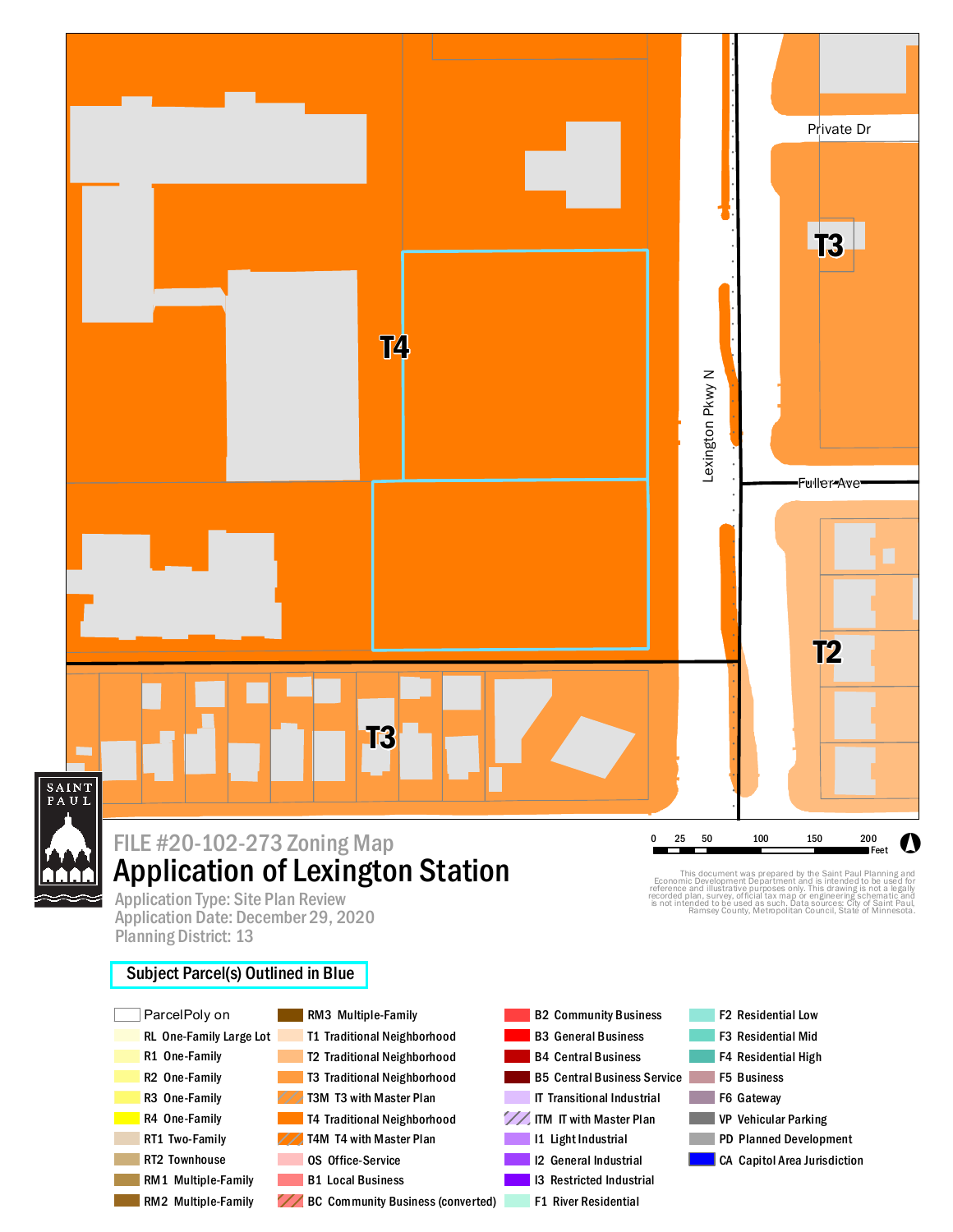Private Dr

T3

T4

Lexington Pkwy N

Fuller Ave

T2

T3

SAINT PAUL

FILE #20-102-273 Zoning Map

# Application of Lexington Station

Application Type: Site Plan Review
Application Date: December 29, 2020
Planning District: 13

0 25 50 100 150 200 Feet

This document was prepared by the Saint Paul Planning and Economic Development Department and is intended to be used for reference and illustrative purposes only. This drawing is not a legally recorded plan, survey, official tax map or engineering schematic and is not intended to be used as such. Data sources: City of Saint Paul, Ramsey County, Metropolitan Council, State of Minnesota.

**Subject Parcel(s) Outlined in Blue**

ParcelPoly on
RL One-Family Large Lot
R1 One-Family
R2 One-Family
R3 One-Family
R4 One-Family
RT1 Two-Family
RT2 Townhouse
RM1 Multiple-Family
RM2 Multiple-Family
RM3 Multiple-Family
T1 Traditional Neighborhood
T2 Traditional Neighborhood
T3 Traditional Neighborhood
T3M T3 with Master Plan
T4 Traditional Neighborhood
T4M T4 with Master Plan
OS Office-Service
B1 Local Business
BC Community Business (converted)
B2 Community Business
B3 General Business
B4 Central Business
B5 Central Business Service
IT Transitional Industrial
ITM IT with Master Plan
I1 Light Industrial
I2 General Industrial
I3 Restricted Industrial
F1 River Residential
F2 Residential Low
F3 Residential Mid
F4 Residential High
F5 Business
F6 Gateway
VP Vehicular Parking
PD Planned Development
CA Capitol Area Jurisdiction